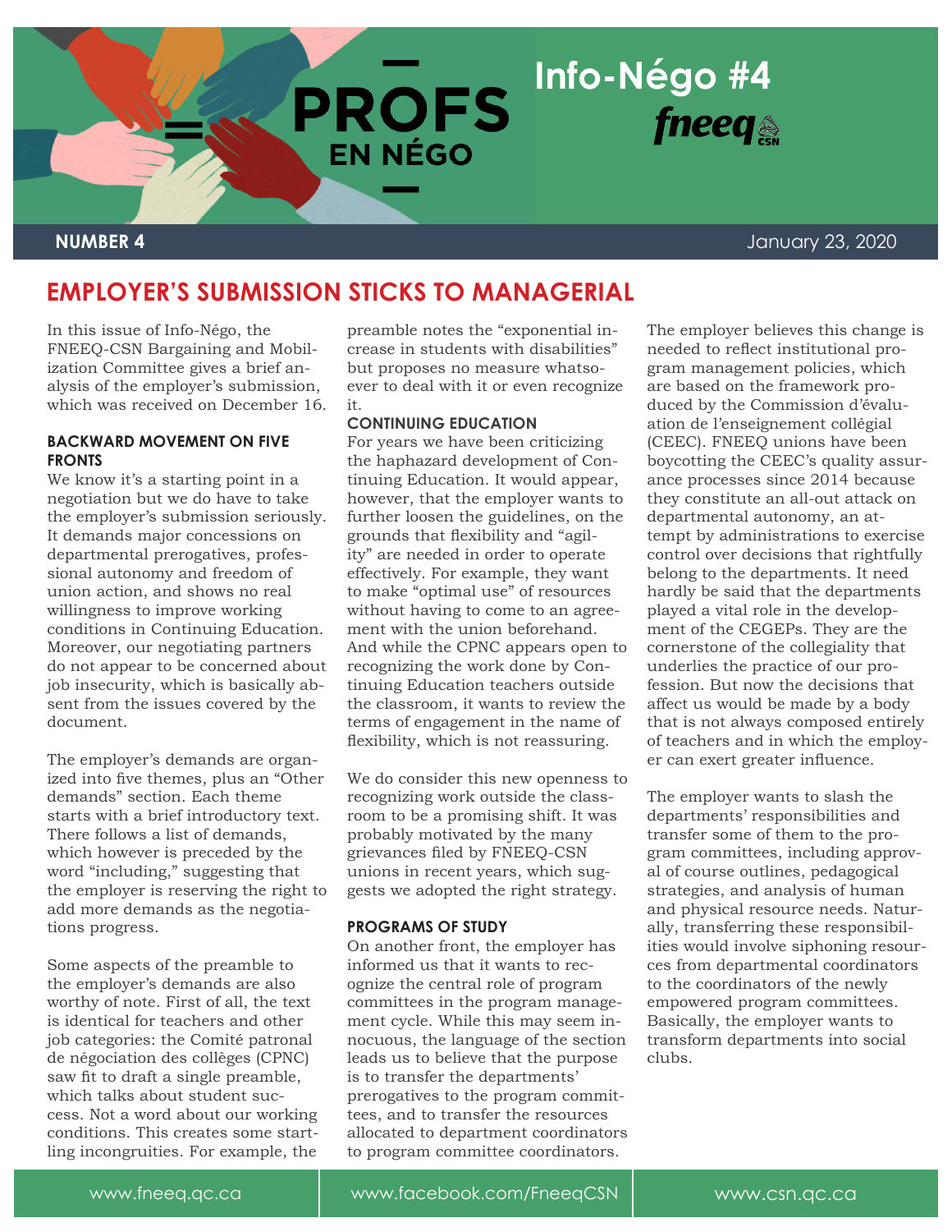# PROFS EN NÉGO

## Info-Négo #4

fneeq CSN

**NUMBER 4** January 23, 2020

## EMPLOYER'S SUBMISSION STICKS TO MANAGERIAL

In this issue of Info-Négo, the FNEEQ-CSN Bargaining and Mobilization Committee gives a brief analysis of the employer's submission, which was received on December 16.

### BACKWARD MOVEMENT ON FIVE FRONTS

We know it's a starting point in a negotiation but we do have to take the employer's submission seriously. It demands major concessions on departmental prerogatives, professional autonomy and freedom of union action, and shows no real willingness to improve working conditions in Continuing Education. Moreover, our negotiating partners do not appear to be concerned about job insecurity, which is basically absent from the issues covered by the document.

The employer's demands are organized into five themes, plus an "Other demands" section. Each theme starts with a brief introductory text. There follows a list of demands, which however is preceded by the word "including," suggesting that the employer is reserving the right to add more demands as the negotiations progress.

Some aspects of the preamble to the employer's demands are also worthy of note. First of all, the text is identical for teachers and other job categories: the Comité patronal de négociation des collèges (CPNC) saw fit to draft a single preamble, which talks about student success. Not a word about our working conditions. This creates some startling incongruities. For example, the preamble notes the "exponential increase in students with disabilities" but proposes no measure whatsoever to deal with it or even recognize it.

### CONTINUING EDUCATION

For years we have been criticizing the haphazard development of Continuing Education. It would appear, however, that the employer wants to further loosen the guidelines, on the grounds that flexibility and "agility" are needed in order to operate effectively. For example, they want to make "optimal use" of resources without having to come to an agreement with the union beforehand. And while the CPNC appears open to recognizing the work done by Continuing Education teachers outside the classroom, it wants to review the terms of engagement in the name of flexibility, which is not reassuring.

We do consider this new openness to recognizing work outside the classroom to be a promising shift. It was probably motivated by the many grievances filed by FNEEQ-CSN unions in recent years, which suggests we adopted the right strategy.

### PROGRAMS OF STUDY

On another front, the employer has informed us that it wants to recognize the central role of program committees in the program management cycle. While this may seem innocuous, the language of the section leads us to believe that the purpose is to transfer the departments' prerogatives to the program committees, and to transfer the resources allocated to department coordinators to program committee coordinators.

The employer believes this change is needed to reflect institutional program management policies, which are based on the framework produced by the Commission d'évaluation de l'enseignement collégial (CEEC). FNEEQ unions have been boycotting the CEEC's quality assurance processes since 2014 because they constitute an all-out attack on departmental autonomy, an attempt by administrations to exercise control over decisions that rightfully belong to the departments. It need hardly be said that the departments played a vital role in the development of the CEGEPs. They are the cornerstone of the collegiality that underlies the practice of our profession. But now the decisions that affect us would be made by a body that is not always composed entirely of teachers and in which the employer can exert greater influence.

The employer wants to slash the departments' responsibilities and transfer some of them to the program committees, including approval of course outlines, pedagogical strategies, and analysis of human and physical resource needs. Naturally, transferring these responsibilities would involve siphoning resources from departmental coordinators to the coordinators of the newly empowered program committees. Basically, the employer wants to transform departments into social clubs.

www.fneeq.qc.ca | www.facebook.com/FneeqCSN | www.csn.qc.ca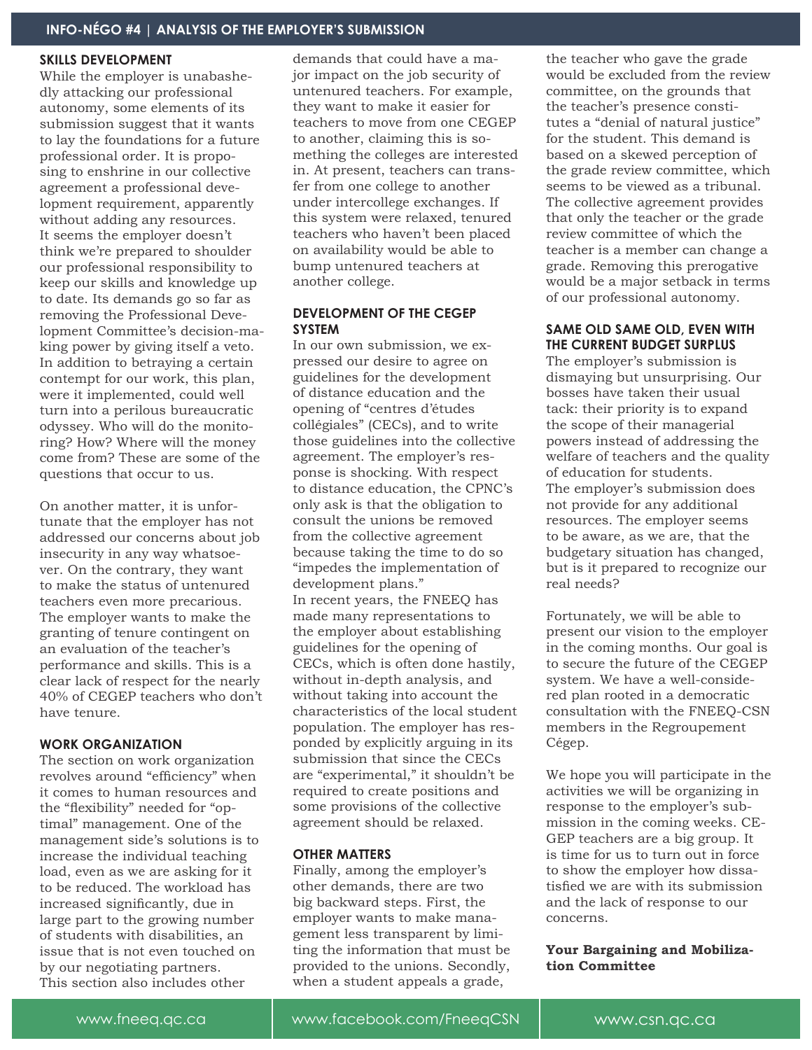## SKILLS DEVELOPMENT

While the employer is unabashedly attacking our professional autonomy, some elements of its submission suggest that it wants to lay the foundations for a future professional order. It is proposing to enshrine in our collective agreement a professional development requirement, apparently without adding any resources. It seems the employer doesn't think we're prepared to shoulder our professional responsibility to keep our skills and knowledge up to date. Its demands go so far as removing the Professional Development Committee's decision-making power by giving itself a veto. In addition to betraying a certain contempt for our work, this plan, were it implemented, could well turn into a perilous bureaucratic odyssey. Who will do the monitoring? How? Where will the money come from? These are some of the questions that occur to us.

On another matter, it is unfortunate that the employer has not addressed our concerns about job insecurity in any way whatsoever. On the contrary, they want to make the status of untenured teachers even more precarious. The employer wants to make the granting of tenure contingent on an evaluation of the teacher's performance and skills. This is a clear lack of respect for the nearly 40% of CEGEP teachers who don't have tenure.

## WORK ORGANIZATION

The section on work organization revolves around "efficiency" when it comes to human resources and the "flexibility" needed for "optimal" management. One of the management side's solutions is to increase the individual teaching load, even as we are asking for it to be reduced. The workload has increased significantly, due in large part to the growing number of students with disabilities, an issue that is not even touched on by our negotiating partners.

This section also includes other demands that could have a major impact on the job security of untenured teachers. For example, they want to make it easier for teachers to move from one CEGEP to another, claiming this is something the colleges are interested in. At present, teachers can transfer from one college to another under intercollege exchanges. If this system were relaxed, tenured teachers who haven't been placed on availability would be able to bump untenured teachers at another college.

## DEVELOPMENT OF THE CEGEP SYSTEM

In our own submission, we expressed our desire to agree on guidelines for the development of distance education and the opening of "centres d'études collégiales" (CECs), and to write those guidelines into the collective agreement. The employer's response is shocking. With respect to distance education, the CPNC's only ask is that the obligation to consult the unions be removed from the collective agreement because taking the time to do so "impedes the implementation of development plans."

In recent years, the FNEEQ has made many representations to the employer about establishing guidelines for the opening of CECs, which is often done hastily, without in-depth analysis, and without taking into account the characteristics of the local student population. The employer has responded by explicitly arguing in its submission that since the CECs are "experimental," it shouldn't be required to create positions and some provisions of the collective agreement should be relaxed.

## OTHER MATTERS

Finally, among the employer's other demands, there are two big backward steps. First, the employer wants to make management less transparent by limiting the information that must be provided to the unions. Secondly, when a student appeals a grade, the teacher who gave the grade would be excluded from the review committee, on the grounds that the teacher's presence constitutes a "denial of natural justice" for the student. This demand is based on a skewed perception of the grade review committee, which seems to be viewed as a tribunal. The collective agreement provides that only the teacher or the grade review committee of which the teacher is a member can change a grade. Removing this prerogative would be a major setback in terms of our professional autonomy.

## SAME OLD SAME OLD, EVEN WITH THE CURRENT BUDGET SURPLUS

The employer's submission is dismaying but unsurprising. Our bosses have taken their usual tack: their priority is to expand the scope of their managerial powers instead of addressing the welfare of teachers and the quality of education for students.

The employer's submission does not provide for any additional resources. The employer seems to be aware, as we are, that the budgetary situation has changed, but is it prepared to recognize our real needs?

Fortunately, we will be able to present our vision to the employer in the coming months. Our goal is to secure the future of the CEGEP system. We have a well-considered plan rooted in a democratic consultation with the FNEEQ-CSN members in the Regroupement Cégep.

We hope you will participate in the activities we will be organizing in response to the employer's submission in the coming weeks. CEGEP teachers are a big group. It is time for us to turn out in force to show the employer how dissatisfied we are with its submission and the lack of response to our concerns.

**Your Bargaining and Mobilization Committee**

www.fneeq.qc.ca | www.facebook.com/FneeqCSN | www.csn.qc.ca